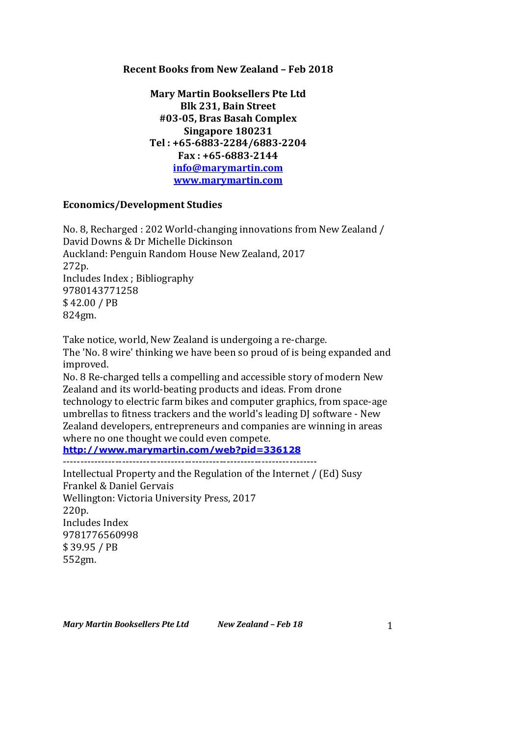**Recent Books from New Zealand – Feb 2018**

**Mary Martin Booksellers Pte Ltd**
**Blk 231, Bain Street**
**#03-05, Bras Basah Complex**
**Singapore 180231**
**Tel : +65-6883-2284/6883-2204**
**Fax : +65-6883-2144**
**[info@marymartin.com](mailto:info@marymartin.com)**
**[www.marymartin.com](http://www.marymartin.com)**

## Economics/Development Studies

No. 8, Recharged : 202 World-changing innovations from New Zealand / David Downs & Dr Michelle Dickinson
Auckland: Penguin Random House New Zealand, 2017
272p.
Includes Index ; Bibliography
9780143771258
$ 42.00 / PB
824gm.

Take notice, world, New Zealand is undergoing a re-charge.
The 'No. 8 wire' thinking we have been so proud of is being expanded and improved.
No. 8 Re-charged tells a compelling and accessible story of modern New Zealand and its world-beating products and ideas. From drone technology to electric farm bikes and computer graphics, from space-age umbrellas to fitness trackers and the world's leading DJ software - New Zealand developers, entrepreneurs and companies are winning in areas where no one thought we could even compete.
**[http://www.marymartin.com/web?pid=336128](http://www.marymartin.com/web?pid=336128)**

------------------------------------------------------------------------

Intellectual Property and the Regulation of the Internet / (Ed) Susy Frankel & Daniel Gervais
Wellington: Victoria University Press, 2017
220p.
Includes Index
9781776560998
$ 39.95 / PB
552gm.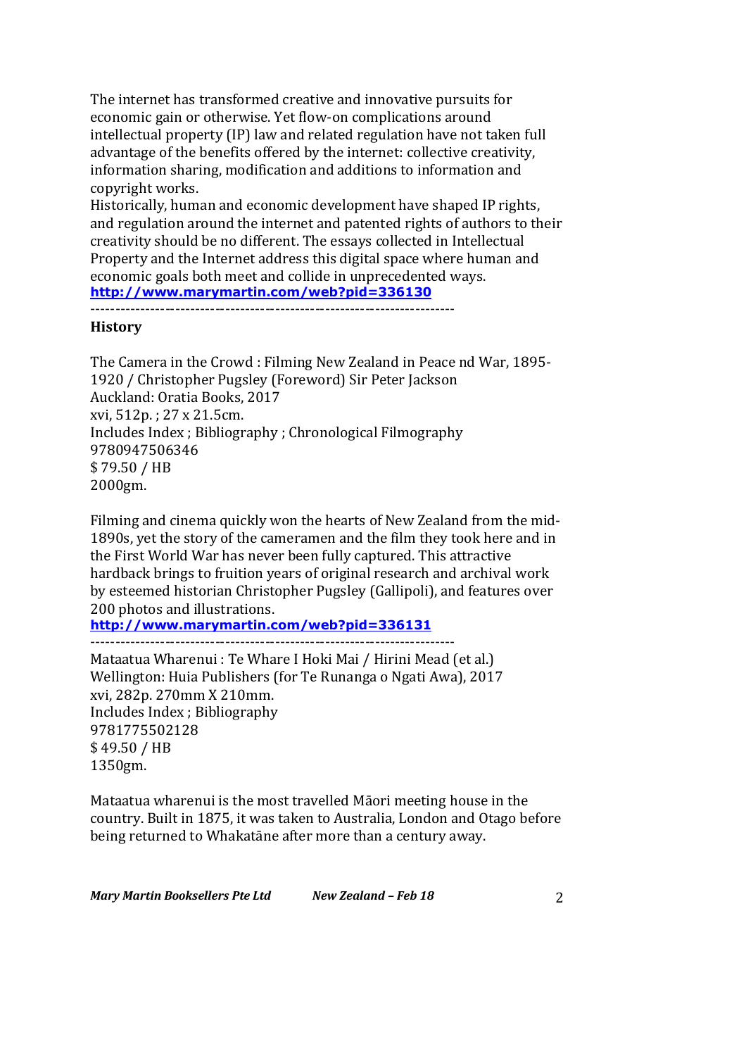The internet has transformed creative and innovative pursuits for economic gain or otherwise. Yet flow-on complications around intellectual property (IP) law and related regulation have not taken full advantage of the benefits offered by the internet: collective creativity, information sharing, modification and additions to information and copyright works.
Historically, human and economic development have shaped IP rights, and regulation around the internet and patented rights of authors to their creativity should be no different. The essays collected in Intellectual Property and the Internet address this digital space where human and economic goals both meet and collide in unprecedented ways.
**http://www.marymartin.com/web?pid=336130**

------------------------------------------------------------------------

**History**

The Camera in the Crowd : Filming New Zealand in Peace nd War, 1895-1920 / Christopher Pugsley (Foreword) Sir Peter Jackson
Auckland: Oratia Books, 2017
xvi, 512p. ; 27 x 21.5cm.
Includes Index ; Bibliography ; Chronological Filmography
9780947506346
$ 79.50 / HB
2000gm.

Filming and cinema quickly won the hearts of New Zealand from the mid-1890s, yet the story of the cameramen and the film they took here and in the First World War has never been fully captured. This attractive hardback brings to fruition years of original research and archival work by esteemed historian Christopher Pugsley (Gallipoli), and features over 200 photos and illustrations.
**http://www.marymartin.com/web?pid=336131**

------------------------------------------------------------------------

Mataatua Wharenui : Te Whare I Hoki Mai / Hirini Mead (et al.)
Wellington: Huia Publishers (for Te Runanga o Ngati Awa), 2017
xvi, 282p. 270mm X 210mm.
Includes Index ; Bibliography
9781775502128
$ 49.50 / HB
1350gm.

Mataatua wharenui is the most travelled Māori meeting house in the country. Built in 1875, it was taken to Australia, London and Otago before being returned to Whakatāne after more than a century away.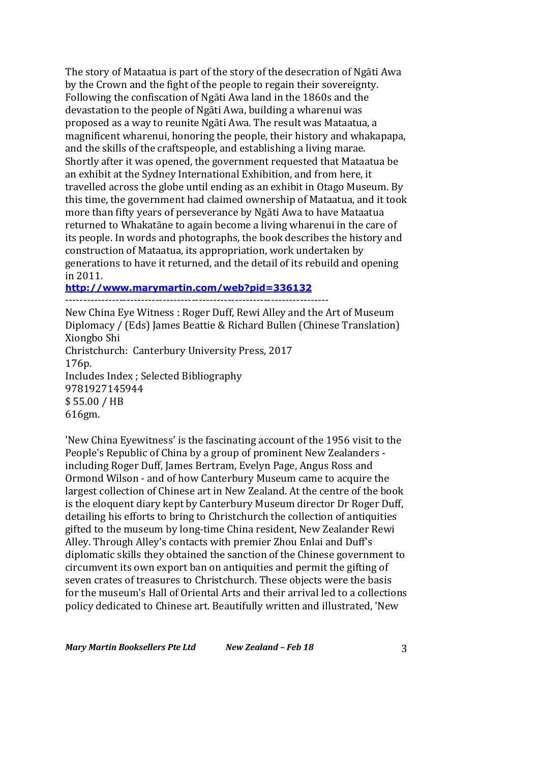The story of Mataatua is part of the story of the desecration of Ngāti Awa by the Crown and the fight of the people to regain their sovereignty. Following the confiscation of Ngāti Awa land in the 1860s and the devastation to the people of Ngāti Awa, building a wharenui was proposed as a way to reunite Ngāti Awa. The result was Mataatua, a magnificent wharenui, honoring the people, their history and whakapapa, and the skills of the craftspeople, and establishing a living marae. Shortly after it was opened, the government requested that Mataatua be an exhibit at the Sydney International Exhibition, and from here, it travelled across the globe until ending as an exhibit in Otago Museum. By this time, the government had claimed ownership of Mataatua, and it took more than fifty years of perseverance by Ngāti Awa to have Mataatua returned to Whakatāne to again become a living wharenui in the care of its people. In words and photographs, the book describes the history and construction of Mataatua, its appropriation, work undertaken by generations to have it returned, and the detail of its rebuild and opening in 2011.

**http://www.marymartin.com/web?pid=336132**

---

New China Eye Witness : Roger Duff, Rewi Alley and the Art of Museum Diplomacy / (Eds) James Beattie & Richard Bullen (Chinese Translation) Xiongbo Shi
Christchurch: Canterbury University Press, 2017
176p.
Includes Index ; Selected Bibliography
9781927145944
$ 55.00 / HB
616gm.

'New China Eyewitness' is the fascinating account of the 1956 visit to the People's Republic of China by a group of prominent New Zealanders - including Roger Duff, James Bertram, Evelyn Page, Angus Ross and Ormond Wilson - and of how Canterbury Museum came to acquire the largest collection of Chinese art in New Zealand. At the centre of the book is the eloquent diary kept by Canterbury Museum director Dr Roger Duff, detailing his efforts to bring to Christchurch the collection of antiquities gifted to the museum by long-time China resident, New Zealander Rewi Alley. Through Alley's contacts with premier Zhou Enlai and Duff's diplomatic skills they obtained the sanction of the Chinese government to circumvent its own export ban on antiquities and permit the gifting of seven crates of treasures to Christchurch. These objects were the basis for the museum's Hall of Oriental Arts and their arrival led to a collections policy dedicated to Chinese art. Beautifully written and illustrated, 'New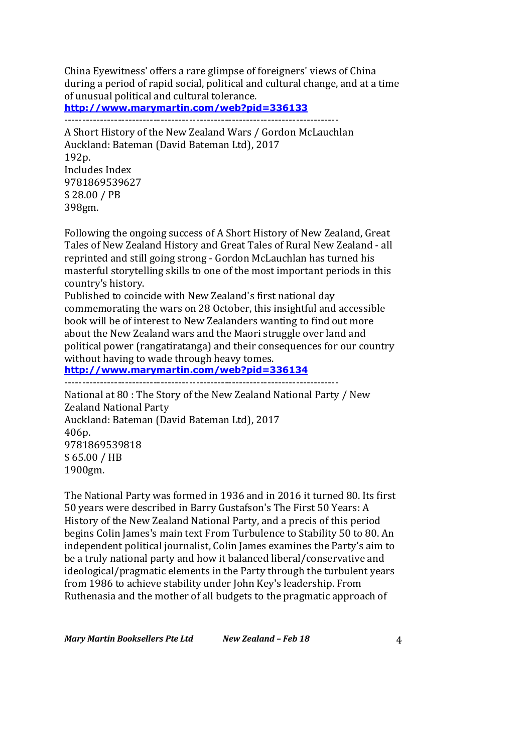China Eyewitness' offers a rare glimpse of foreigners' views of China during a period of rapid social, political and cultural change, and at a time of unusual political and cultural tolerance.
**http://www.marymartin.com/web?pid=336133**

---

A Short History of the New Zealand Wars / Gordon McLauchlan
Auckland: Bateman (David Bateman Ltd), 2017
192p.
Includes Index
9781869539627
$ 28.00 / PB
398gm.

Following the ongoing success of A Short History of New Zealand, Great Tales of New Zealand History and Great Tales of Rural New Zealand - all reprinted and still going strong - Gordon McLauchlan has turned his masterful storytelling skills to one of the most important periods in this country's history.
Published to coincide with New Zealand's first national day commemorating the wars on 28 October, this insightful and accessible book will be of interest to New Zealanders wanting to find out more about the New Zealand wars and the Maori struggle over land and political power (rangatiratanga) and their consequences for our country without having to wade through heavy tomes.
**http://www.marymartin.com/web?pid=336134**

---

National at 80 : The Story of the New Zealand National Party / New Zealand National Party
Auckland: Bateman (David Bateman Ltd), 2017
406p.
9781869539818
$ 65.00 / HB
1900gm.

The National Party was formed in 1936 and in 2016 it turned 80. Its first 50 years were described in Barry Gustafson's The First 50 Years: A History of the New Zealand National Party, and a precis of this period begins Colin James's main text From Turbulence to Stability 50 to 80. An independent political journalist, Colin James examines the Party's aim to be a truly national party and how it balanced liberal/conservative and ideological/pragmatic elements in the Party through the turbulent years from 1986 to achieve stability under John Key's leadership. From Ruthenasia and the mother of all budgets to the pragmatic approach of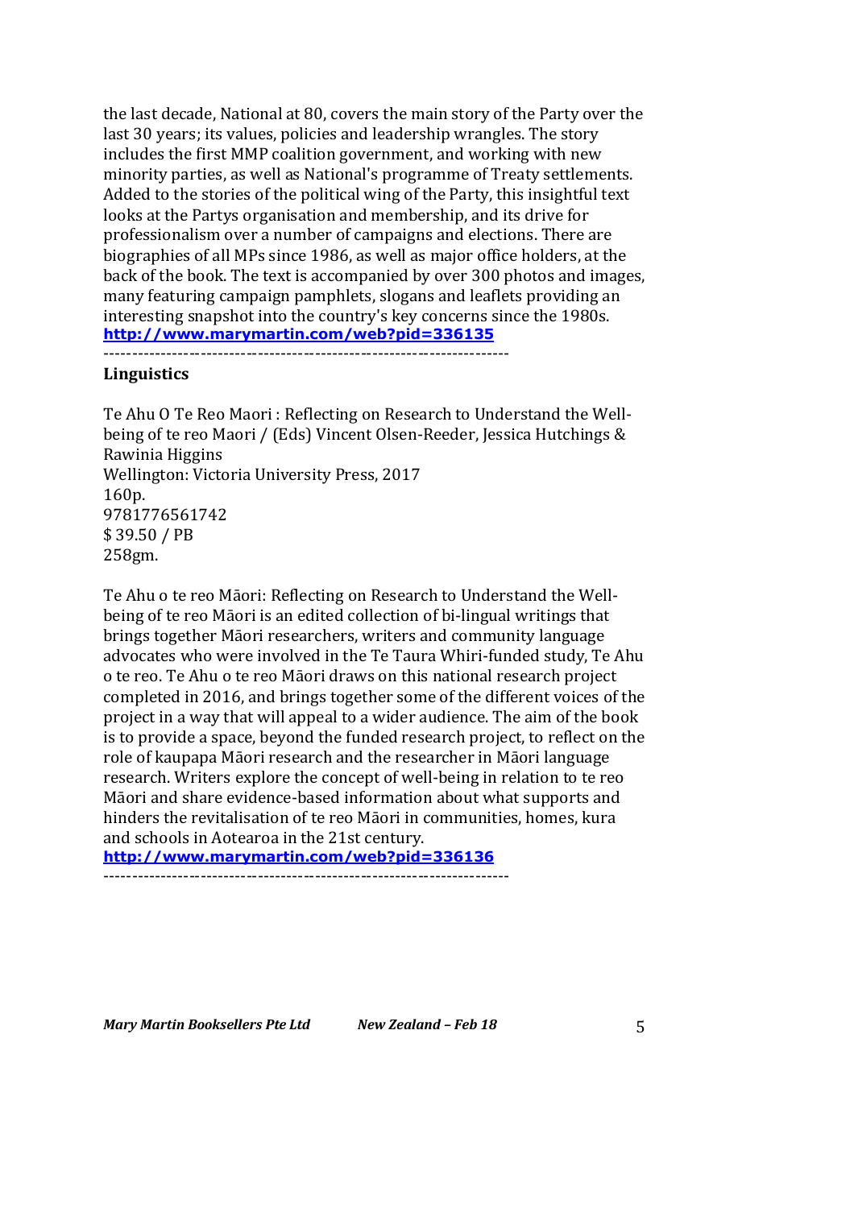the last decade, National at 80, covers the main story of the Party over the last 30 years; its values, policies and leadership wrangles. The story includes the first MMP coalition government, and working with new minority parties, as well as National's programme of Treaty settlements. Added to the stories of the political wing of the Party, this insightful text looks at the Partys organisation and membership, and its drive for professionalism over a number of campaigns and elections. There are biographies of all MPs since 1986, as well as major office holders, at the back of the book. The text is accompanied by over 300 photos and images, many featuring campaign pamphlets, slogans and leaflets providing an interesting snapshot into the country's key concerns since the 1980s.
**http://www.marymartin.com/web?pid=336135**

----------------------------------------------------------------------

**Linguistics**

Te Ahu O Te Reo Maori : Reflecting on Research to Understand the Well-being of te reo Maori / (Eds) Vincent Olsen-Reeder, Jessica Hutchings & Rawinia Higgins
Wellington: Victoria University Press, 2017
160p.
9781776561742
$ 39.50 / PB
258gm.

Te Ahu o te reo Māori: Reflecting on Research to Understand the Well-being of te reo Māori is an edited collection of bi-lingual writings that brings together Māori researchers, writers and community language advocates who were involved in the Te Taura Whiri-funded study, Te Ahu o te reo. Te Ahu o te reo Māori draws on this national research project completed in 2016, and brings together some of the different voices of the project in a way that will appeal to a wider audience. The aim of the book is to provide a space, beyond the funded research project, to reflect on the role of kaupapa Māori research and the researcher in Māori language research. Writers explore the concept of well-being in relation to te reo Māori and share evidence-based information about what supports and hinders the revitalisation of te reo Māori in communities, homes, kura and schools in Aotearoa in the 21st century.
**http://www.marymartin.com/web?pid=336136**

----------------------------------------------------------------------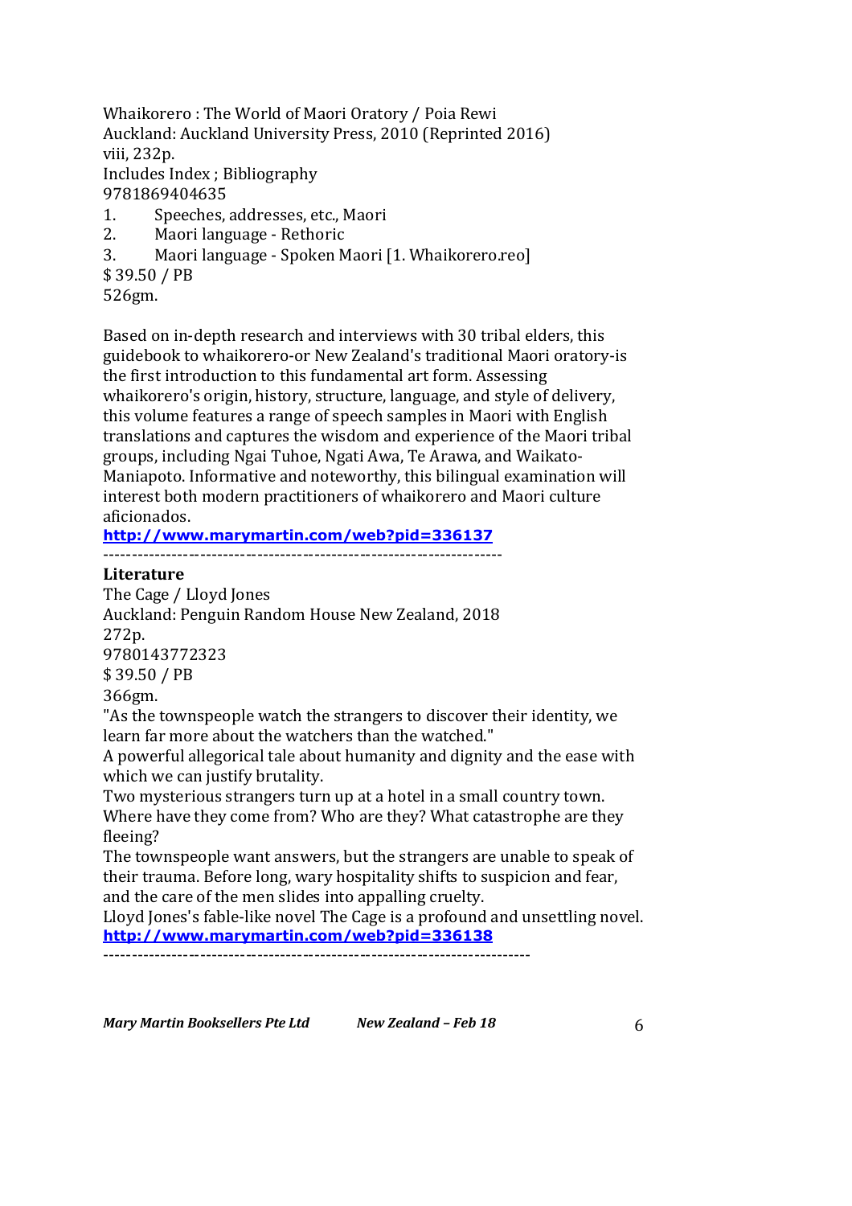Whaikorero : The World of Maori Oratory / Poia Rewi
Auckland: Auckland University Press, 2010 (Reprinted 2016)
viii, 232p.
Includes Index ; Bibliography
9781869404635

1. Speeches, addresses, etc., Maori
2. Maori language - Rethoric
3. Maori language - Spoken Maori [1. Whaikorero.reo]

$ 39.50 / PB
526gm.

Based on in-depth research and interviews with 30 tribal elders, this guidebook to whaikorero-or New Zealand's traditional Maori oratory-is the first introduction to this fundamental art form. Assessing whaikorero's origin, history, structure, language, and style of delivery, this volume features a range of speech samples in Maori with English translations and captures the wisdom and experience of the Maori tribal groups, including Ngai Tuhoe, Ngati Awa, Te Arawa, and Waikato-Maniapoto. Informative and noteworthy, this bilingual examination will interest both modern practitioners of whaikorero and Maori culture aficionados.
**http://www.marymartin.com/web?pid=336137**

----------------------------------------------------------------------

**Literature**

The Cage / Lloyd Jones
Auckland: Penguin Random House New Zealand, 2018
272p.
9780143772323
$ 39.50 / PB
366gm.

"As the townspeople watch the strangers to discover their identity, we learn far more about the watchers than the watched."
A powerful allegorical tale about humanity and dignity and the ease with which we can justify brutality.
Two mysterious strangers turn up at a hotel in a small country town. Where have they come from? Who are they? What catastrophe are they fleeing?
The townspeople want answers, but the strangers are unable to speak of their trauma. Before long, wary hospitality shifts to suspicion and fear, and the care of the men slides into appalling cruelty.
Lloyd Jones's fable-like novel The Cage is a profound and unsettling novel.
**http://www.marymartin.com/web?pid=336138**

--------------------------------------------------------------------------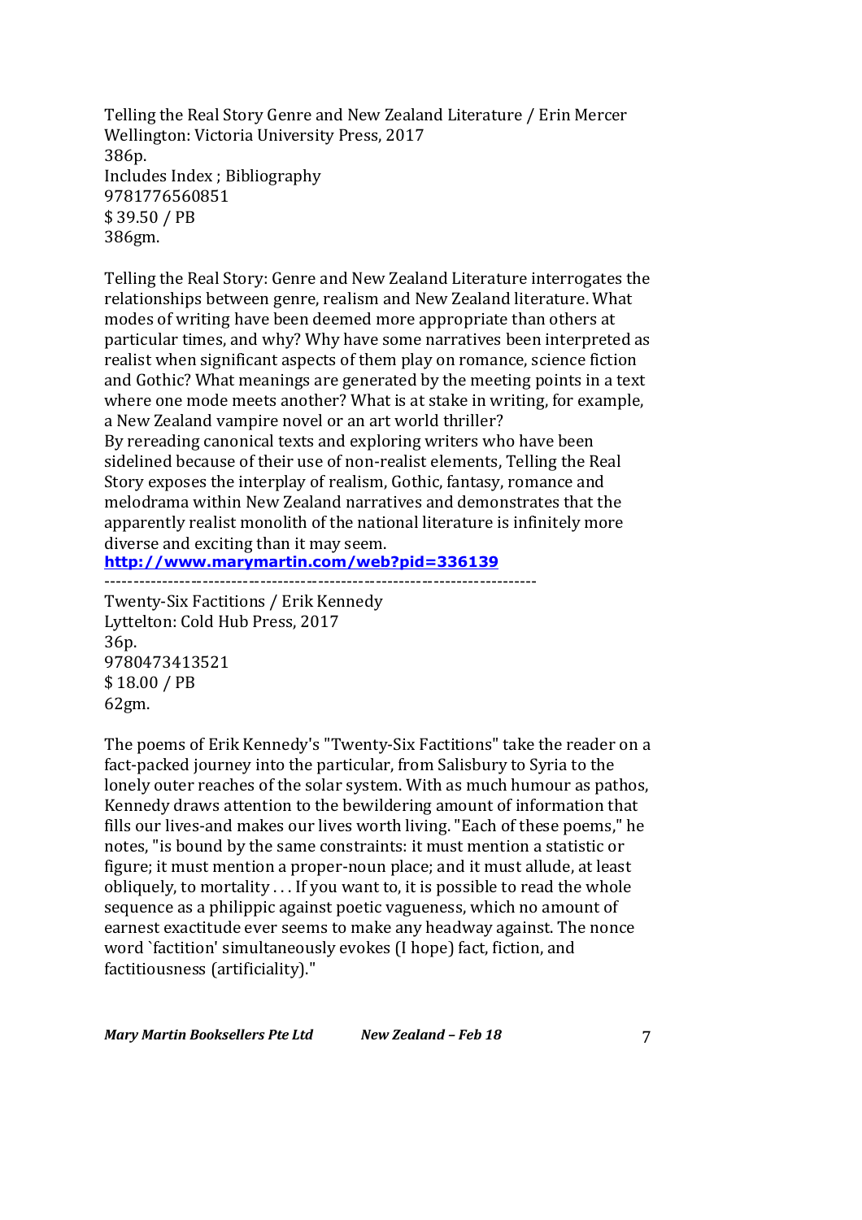Telling the Real Story Genre and New Zealand Literature / Erin Mercer
Wellington: Victoria University Press, 2017
386p.
Includes Index ; Bibliography
9781776560851
$ 39.50 / PB
386gm.

Telling the Real Story: Genre and New Zealand Literature interrogates the relationships between genre, realism and New Zealand literature. What modes of writing have been deemed more appropriate than others at particular times, and why? Why have some narratives been interpreted as realist when significant aspects of them play on romance, science fiction and Gothic? What meanings are generated by the meeting points in a text where one mode meets another? What is at stake in writing, for example, a New Zealand vampire novel or an art world thriller?
By rereading canonical texts and exploring writers who have been sidelined because of their use of non-realist elements, Telling the Real Story exposes the interplay of realism, Gothic, fantasy, romance and melodrama within New Zealand narratives and demonstrates that the apparently realist monolith of the national literature is infinitely more diverse and exciting than it may seem.
**http://www.marymartin.com/web?pid=336139**

---

Twenty-Six Factitions / Erik Kennedy
Lyttelton: Cold Hub Press, 2017
36p.
9780473413521
$ 18.00 / PB
62gm.

The poems of Erik Kennedy's "Twenty-Six Factitions" take the reader on a fact-packed journey into the particular, from Salisbury to Syria to the lonely outer reaches of the solar system. With as much humour as pathos, Kennedy draws attention to the bewildering amount of information that fills our lives-and makes our lives worth living. "Each of these poems," he notes, "is bound by the same constraints: it must mention a statistic or figure; it must mention a proper-noun place; and it must allude, at least obliquely, to mortality . . . If you want to, it is possible to read the whole sequence as a philippic against poetic vagueness, which no amount of earnest exactitude ever seems to make any headway against. The nonce word `factition' simultaneously evokes (I hope) fact, fiction, and factitiousness (artificiality)."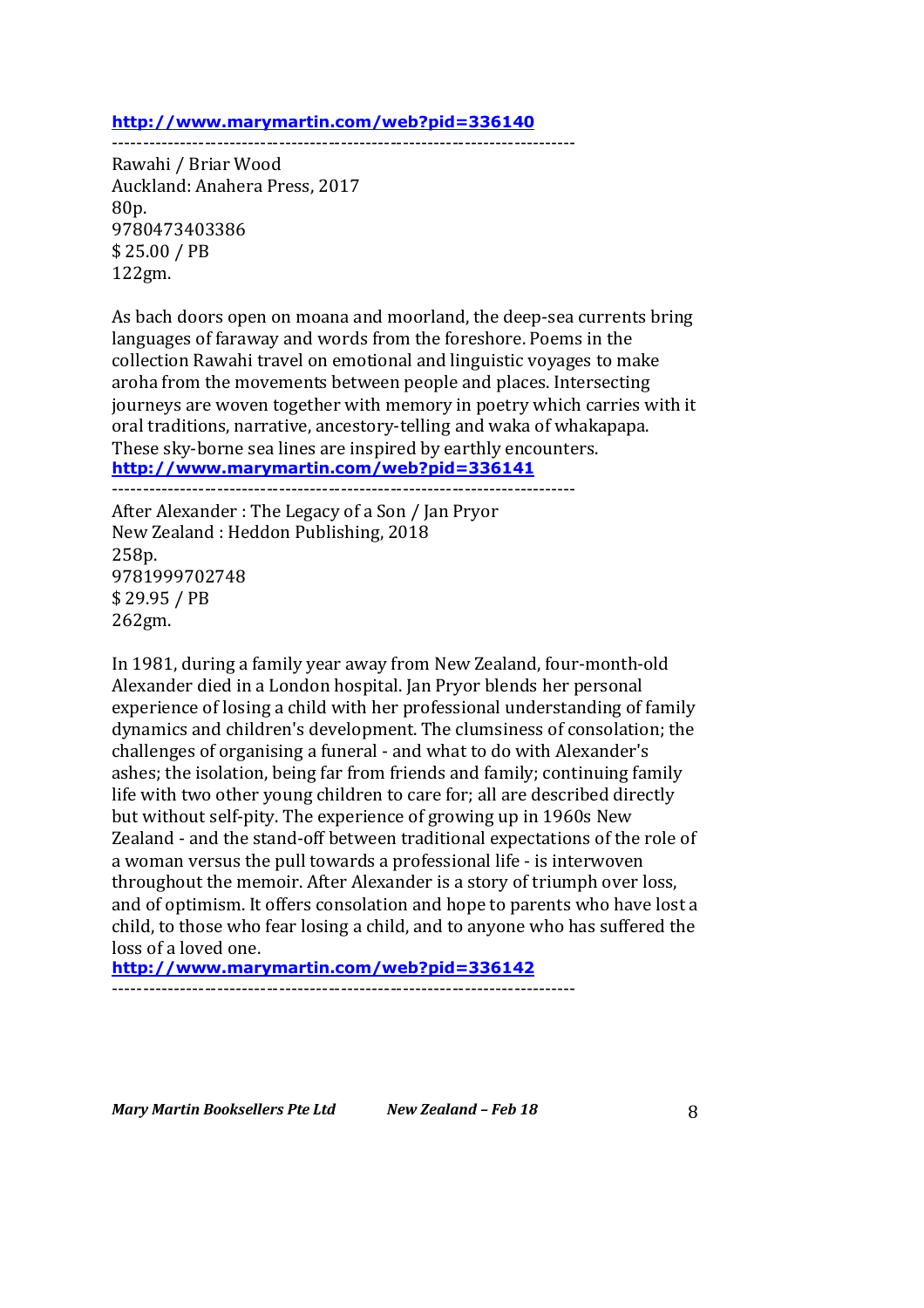**http://www.marymartin.com/web?pid=336140**

---------------------------------------------------------------------------

Rawahi / Briar Wood
Auckland: Anahera Press, 2017
80p.
9780473403386
$ 25.00 / PB
122gm.

As bach doors open on moana and moorland, the deep-sea currents bring languages of faraway and words from the foreshore. Poems in the collection Rawahi travel on emotional and linguistic voyages to make aroha from the movements between people and places. Intersecting journeys are woven together with memory in poetry which carries with it oral traditions, narrative, ancestory-telling and waka of whakapapa. These sky-borne sea lines are inspired by earthly encounters.
**http://www.marymartin.com/web?pid=336141**

---------------------------------------------------------------------------

After Alexander : The Legacy of a Son / Jan Pryor
New Zealand : Heddon Publishing, 2018
258p.
9781999702748
$ 29.95 / PB
262gm.

In 1981, during a family year away from New Zealand, four-month-old Alexander died in a London hospital. Jan Pryor blends her personal experience of losing a child with her professional understanding of family dynamics and children's development. The clumsiness of consolation; the challenges of organising a funeral - and what to do with Alexander's ashes; the isolation, being far from friends and family; continuing family life with two other young children to care for; all are described directly but without self-pity. The experience of growing up in 1960s New Zealand - and the stand-off between traditional expectations of the role of a woman versus the pull towards a professional life - is interwoven throughout the memoir. After Alexander is a story of triumph over loss, and of optimism. It offers consolation and hope to parents who have lost a child, to those who fear losing a child, and to anyone who has suffered the loss of a loved one.
**http://www.marymartin.com/web?pid=336142**

---------------------------------------------------------------------------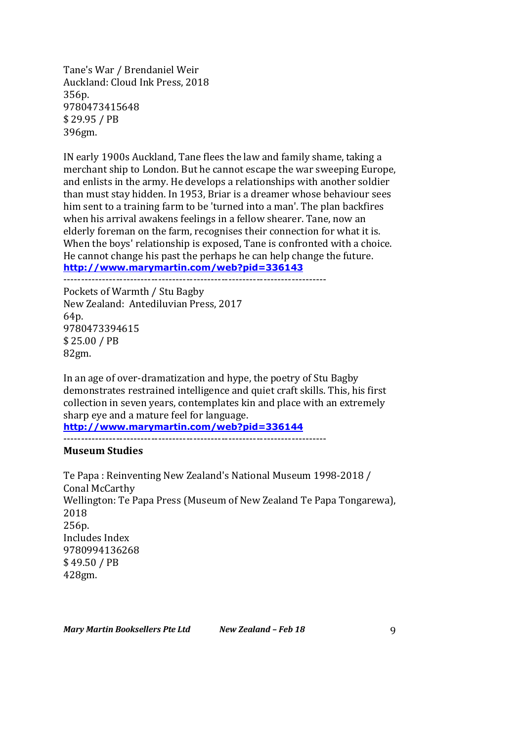Tane's War / Brendaniel Weir
Auckland: Cloud Ink Press, 2018
356p.
9780473415648
$ 29.95 / PB
396gm.

IN early 1900s Auckland, Tane flees the law and family shame, taking a merchant ship to London. But he cannot escape the war sweeping Europe, and enlists in the army. He develops a relationships with another soldier than must stay hidden. In 1953, Briar is a dreamer whose behaviour sees him sent to a training farm to be 'turned into a man'. The plan backfires when his arrival awakens feelings in a fellow shearer. Tane, now an elderly foreman on the farm, recognises their connection for what it is. When the boys' relationship is exposed, Tane is confronted with a choice. He cannot change his past the perhaps he can help change the future.
**http://www.marymartin.com/web?pid=336143**

---

Pockets of Warmth / Stu Bagby
New Zealand: Antediluvian Press, 2017
64p.
9780473394615
$ 25.00 / PB
82gm.

In an age of over-dramatization and hype, the poetry of Stu Bagby demonstrates restrained intelligence and quiet craft skills. This, his first collection in seven years, contemplates kin and place with an extremely sharp eye and a mature feel for language.
**http://www.marymartin.com/web?pid=336144**

---

**Museum Studies**

Te Papa : Reinventing New Zealand's National Museum 1998-2018 / Conal McCarthy
Wellington: Te Papa Press (Museum of New Zealand Te Papa Tongarewa), 2018
256p.
Includes Index
9780994136268
$ 49.50 / PB
428gm.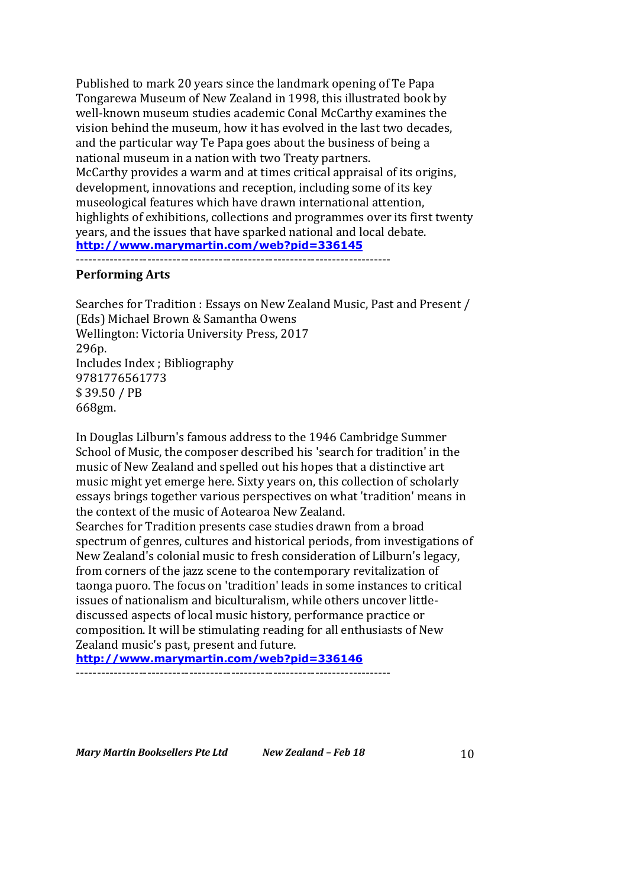Published to mark 20 years since the landmark opening of Te Papa Tongarewa Museum of New Zealand in 1998, this illustrated book by well-known museum studies academic Conal McCarthy examines the vision behind the museum, how it has evolved in the last two decades, and the particular way Te Papa goes about the business of being a national museum in a nation with two Treaty partners.
McCarthy provides a warm and at times critical appraisal of its origins, development, innovations and reception, including some of its key museological features which have drawn international attention, highlights of exhibitions, collections and programmes over its first twenty years, and the issues that have sparked national and local debate.
**http://www.marymartin.com/web?pid=336145**

---------------------------------------------------------------------------

**Performing Arts**

Searches for Tradition : Essays on New Zealand Music, Past and Present / (Eds) Michael Brown & Samantha Owens
Wellington: Victoria University Press, 2017
296p.
Includes Index ; Bibliography
9781776561773
$ 39.50 / PB
668gm.

In Douglas Lilburn's famous address to the 1946 Cambridge Summer School of Music, the composer described his 'search for tradition' in the music of New Zealand and spelled out his hopes that a distinctive art music might yet emerge here. Sixty years on, this collection of scholarly essays brings together various perspectives on what 'tradition' means in the context of the music of Aotearoa New Zealand.
Searches for Tradition presents case studies drawn from a broad spectrum of genres, cultures and historical periods, from investigations of New Zealand's colonial music to fresh consideration of Lilburn's legacy, from corners of the jazz scene to the contemporary revitalization of taonga puoro. The focus on 'tradition' leads in some instances to critical issues of nationalism and biculturalism, while others uncover little-discussed aspects of local music history, performance practice or composition. It will be stimulating reading for all enthusiasts of New Zealand music's past, present and future.
**http://www.marymartin.com/web?pid=336146**

---------------------------------------------------------------------------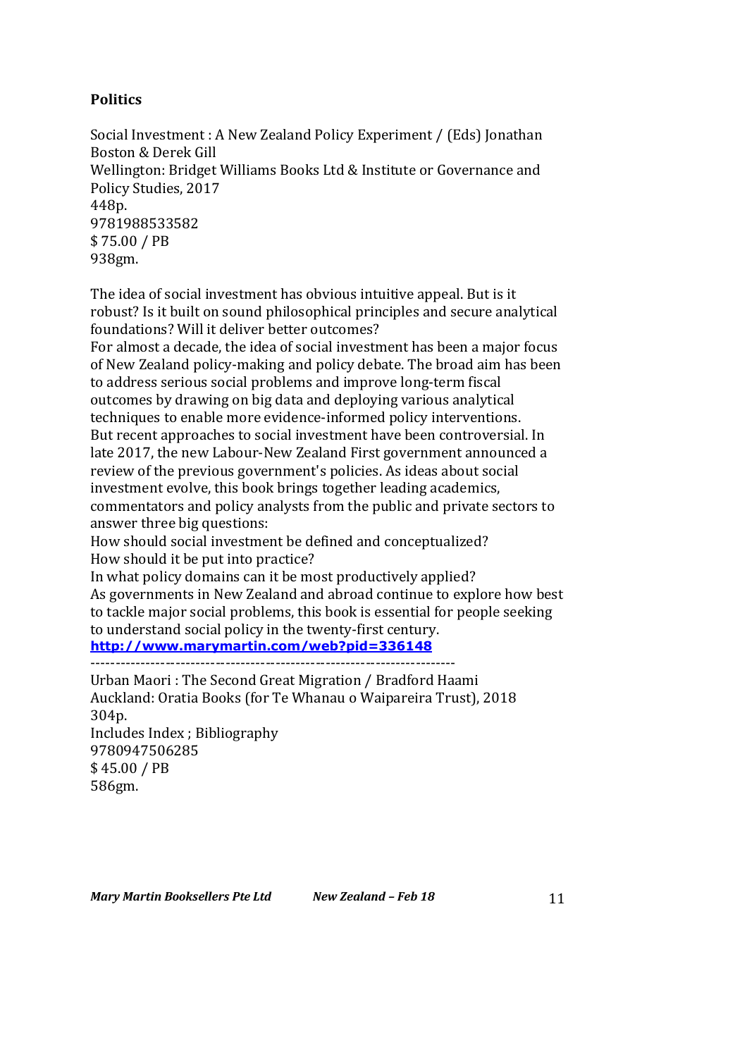**Politics**

Social Investment : A New Zealand Policy Experiment / (Eds) Jonathan Boston & Derek Gill
Wellington: Bridget Williams Books Ltd & Institute or Governance and Policy Studies, 2017
448p.
9781988533582
$ 75.00 / PB
938gm.

The idea of social investment has obvious intuitive appeal. But is it robust? Is it built on sound philosophical principles and secure analytical foundations? Will it deliver better outcomes?
For almost a decade, the idea of social investment has been a major focus of New Zealand policy-making and policy debate. The broad aim has been to address serious social problems and improve long-term fiscal outcomes by drawing on big data and deploying various analytical techniques to enable more evidence-informed policy interventions.
But recent approaches to social investment have been controversial. In late 2017, the new Labour-New Zealand First government announced a review of the previous government's policies. As ideas about social investment evolve, this book brings together leading academics, commentators and policy analysts from the public and private sectors to answer three big questions:
How should social investment be defined and conceptualized?
How should it be put into practice?
In what policy domains can it be most productively applied?
As governments in New Zealand and abroad continue to explore how best to tackle major social problems, this book is essential for people seeking to understand social policy in the twenty-first century.
**http://www.marymartin.com/web?pid=336148**

---

Urban Maori : The Second Great Migration / Bradford Haami
Auckland: Oratia Books (for Te Whanau o Waipareira Trust), 2018
304p.
Includes Index ; Bibliography
9780947506285
$ 45.00 / PB
586gm.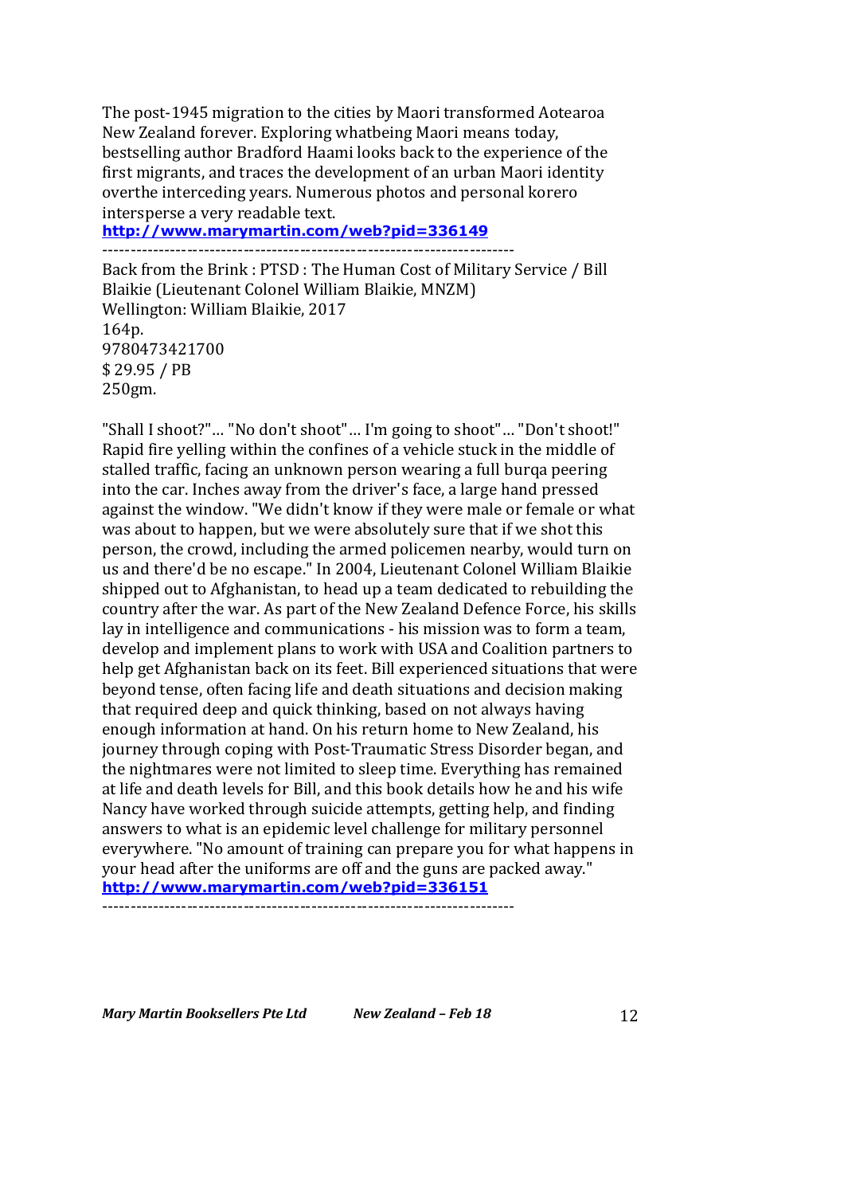The post-1945 migration to the cities by Maori transformed Aotearoa New Zealand forever. Exploring whatbeing Maori means today, bestselling author Bradford Haami looks back to the experience of the first migrants, and traces the development of an urban Maori identity overthe interceding years. Numerous photos and personal korero intersperse a very readable text.

**http://www.marymartin.com/web?pid=336149**

---

Back from the Brink : PTSD : The Human Cost of Military Service / Bill Blaikie (Lieutenant Colonel William Blaikie, MNZM)
Wellington: William Blaikie, 2017
164p.
9780473421700
$ 29.95 / PB
250gm.

"Shall I shoot?"... "No don't shoot"... I'm going to shoot"... "Don't shoot!" Rapid fire yelling within the confines of a vehicle stuck in the middle of stalled traffic, facing an unknown person wearing a full burqa peering into the car. Inches away from the driver's face, a large hand pressed against the window. "We didn't know if they were male or female or what was about to happen, but we were absolutely sure that if we shot this person, the crowd, including the armed policemen nearby, would turn on us and there'd be no escape." In 2004, Lieutenant Colonel William Blaikie shipped out to Afghanistan, to head up a team dedicated to rebuilding the country after the war. As part of the New Zealand Defence Force, his skills lay in intelligence and communications - his mission was to form a team, develop and implement plans to work with USA and Coalition partners to help get Afghanistan back on its feet. Bill experienced situations that were beyond tense, often facing life and death situations and decision making that required deep and quick thinking, based on not always having enough information at hand. On his return home to New Zealand, his journey through coping with Post-Traumatic Stress Disorder began, and the nightmares were not limited to sleep time. Everything has remained at life and death levels for Bill, and this book details how he and his wife Nancy have worked through suicide attempts, getting help, and finding answers to what is an epidemic level challenge for military personnel everywhere. "No amount of training can prepare you for what happens in your head after the uniforms are off and the guns are packed away."

**http://www.marymartin.com/web?pid=336151**

---